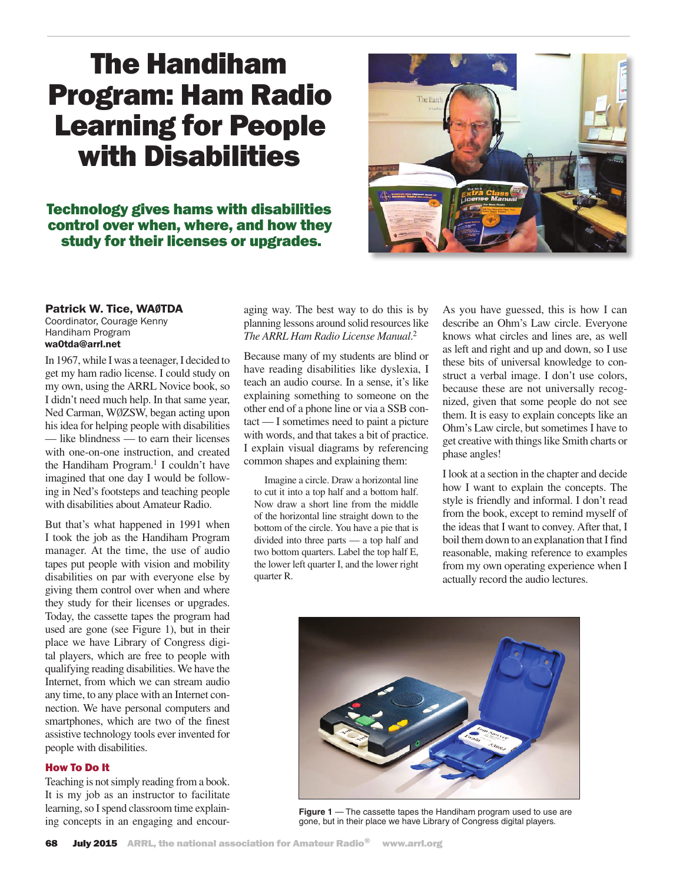# The Handiham Program: Ham Radio Learning for People with Disabilities

## Technology gives hams with disabilities control over when, where, and how they study for their licenses or upgrades.

**Patrick W. Tice, WAØTDA**
Coordinator, Courage Kenny Handiham Program
**wa0tda@arrl.net**

In 1967, while I was a teenager, I decided to get my ham radio license. I could study on my own, using the ARRL Novice book, so I didn't need much help. In that same year, Ned Carman, WØZSW, began acting upon his idea for helping people with disabilities — like blindness — to earn their licenses with one-on-one instruction, and created the Handiham Program.[1] I couldn't have imagined that one day I would be following in Ned's footsteps and teaching people with disabilities about Amateur Radio.

But that's what happened in 1991 when I took the job as the Handiham Program manager. At the time, the use of audio tapes put people with vision and mobility disabilities on par with everyone else by giving them control over when and where they study for their licenses or upgrades. Today, the cassette tapes the program had used are gone (see Figure 1), but in their place we have Library of Congress digital players, which are free to people with qualifying reading disabilities. We have the Internet, from which we can stream audio any time, to any place with an Internet connection. We have personal computers and smartphones, which are two of the finest assistive technology tools ever invented for people with disabilities.

### How To Do It

Teaching is not simply reading from a book. It is my job as an instructor to facilitate learning, so I spend classroom time explaining concepts in an engaging and encouraging way. The best way to do this is by planning lessons around solid resources like *The ARRL Ham Radio License Manual*.[2]

Because many of my students are blind or have reading disabilities like dyslexia, I teach an audio course. In a sense, it's like explaining something to someone on the other end of a phone line or via a SSB contact — I sometimes need to paint a picture with words, and that takes a bit of practice. I explain visual diagrams by referencing common shapes and explaining them:

> Imagine a circle. Draw a horizontal line to cut it into a top half and a bottom half. Now draw a short line from the middle of the horizontal line straight down to the bottom of the circle. You have a pie that is divided into three parts — a top half and two bottom quarters. Label the top half E, the lower left quarter I, and the lower right quarter R.

As you have guessed, this is how I can describe an Ohm's Law circle. Everyone knows what circles and lines are, as well as left and right and up and down, so I use these bits of universal knowledge to construct a verbal image. I don't use colors, because these are not universally recognized, given that some people do not see them. It is easy to explain concepts like an Ohm's Law circle, but sometimes I have to get creative with things like Smith charts or phase angles!

I look at a section in the chapter and decide how I want to explain the concepts. The style is friendly and informal. I don't read from the book, except to remind myself of the ideas that I want to convey. After that, I boil them down to an explanation that I find reasonable, making reference to examples from my own operating experience when I actually record the audio lectures.

**Figure 1** — The cassette tapes the Handiham program used to use are gone, but in their place we have Library of Congress digital players.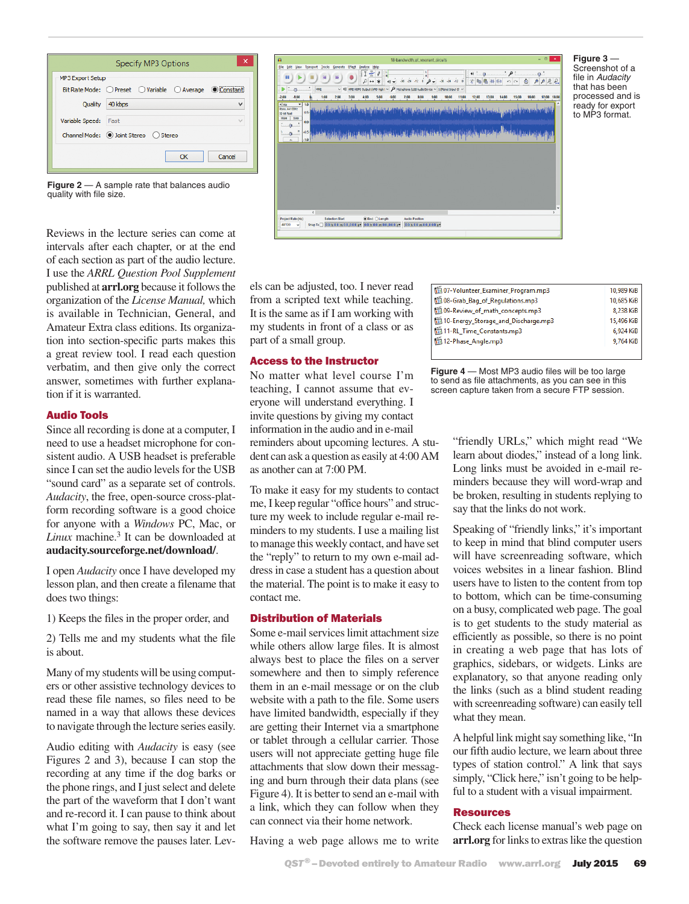Figure 2 — A sample rate that balances audio quality with file size.

Figure 3 — Screenshot of a file in *Audacity* that has been processed and is ready for export to MP3 format.

Reviews in the lecture series can come at intervals after each chapter, or at the end of each section as part of the audio lecture. I use the *ARRL Question Pool Supplement* published at **arrl.org** because it follows the organization of the *License Manual*, which is available in Technician, General, and Amateur Extra class editions. Its organization into section-specific parts makes this a great review tool. I read each question verbatim, and then give only the correct answer, sometimes with further explanation if it is warranted.

## Audio Tools

Since all recording is done at a computer, I need to use a headset microphone for consistent audio. A USB headset is preferable since I can set the audio levels for the USB "sound card" as a separate set of controls. *Audacity*, the free, open-source cross-platform recording software is a good choice for anyone with a *Windows* PC, Mac, or *Linux* machine.[3] It can be downloaded at **audacity.sourceforge.net/download/**.

I open *Audacity* once I have developed my lesson plan, and then create a filename that does two things:

1) Keeps the files in the proper order, and

2) Tells me and my students what the file is about.

Many of my students will be using computers or other assistive technology devices to read these file names, so files need to be named in a way that allows these devices to navigate through the lecture series easily.

Audio editing with *Audacity* is easy (see Figures 2 and 3), because I can stop the recording at any time if the dog barks or the phone rings, and I just select and delete the part of the waveform that I don't want and re-record it. I can pause to think about what I'm going to say, then say it and let the software remove the pauses later. Levels can be adjusted, too. I never read from a scripted text while teaching. It is the same as if I am working with my students in front of a class or as part of a small group.

## Access to the Instructor

No matter what level course I'm teaching, I cannot assume that everyone will understand everything. I invite questions by giving my contact information in the audio and in e-mail reminders about upcoming lectures. A student can ask a question as easily at 4:00 AM as another can at 7:00 PM.

To make it easy for my students to contact me, I keep regular "office hours" and structure my week to include regular e-mail reminders to my students. I use a mailing list to manage this weekly contact, and have set the "reply" to return to my own e-mail address in case a student has a question about the material. The point is to make it easy to contact me.

## Distribution of Materials

Some e-mail services limit attachment size while others allow large files. It is almost always best to place the files on a server somewhere and then to simply reference them in an e-mail message or on the club website with a path to the file. Some users have limited bandwidth, especially if they are getting their Internet via a smartphone or tablet through a cellular carrier. Those users will not appreciate getting huge file attachments that slow down their messaging and burn through their data plans (see Figure 4). It is better to send an e-mail with a link, which they can follow when they can connect via their home network.

Having a web page allows me to write

| File | Size |
|---|---|
| 07-Volunteer_Examiner_Program.mp3 | 10,989 KiB |
| 08-Grab_Bag_of_Regulations.mp3 | 10,685 KiB |
| 09-Review_of_math_concepts.mp3 | 8,238 KiB |
| 10-Energy_Storage_and_Discharge.mp3 | 15,496 KiB |
| 11-RL_Time_Constants.mp3 | 6,924 KiB |
| 12-Phase_Angle.mp3 | 9,764 KiB |

Figure 4 — Most MP3 audio files will be too large to send as file attachments, as you can see in this screen capture taken from a secure FTP session.

"friendly URLs," which might read "We learn about diodes," instead of a long link. Long links must be avoided in e-mail reminders because they will word-wrap and be broken, resulting in students replying to say that the links do not work.

Speaking of "friendly links," it's important to keep in mind that blind computer users will have screenreading software, which voices websites in a linear fashion. Blind users have to listen to the content from top to bottom, which can be time-consuming on a busy, complicated web page. The goal is to get students to the study material as efficiently as possible, so there is no point in creating a web page that has lots of graphics, sidebars, or widgets. Links are explanatory, so that anyone reading only the links (such as a blind student reading with screenreading software) can easily tell what they mean.

A helpful link might say something like, "In our fifth audio lecture, we learn about three types of station control." A link that says simply, "Click here," isn't going to be helpful to a student with a visual impairment.

## Resources

Check each license manual's web page on **arrl.org** for links to extras like the question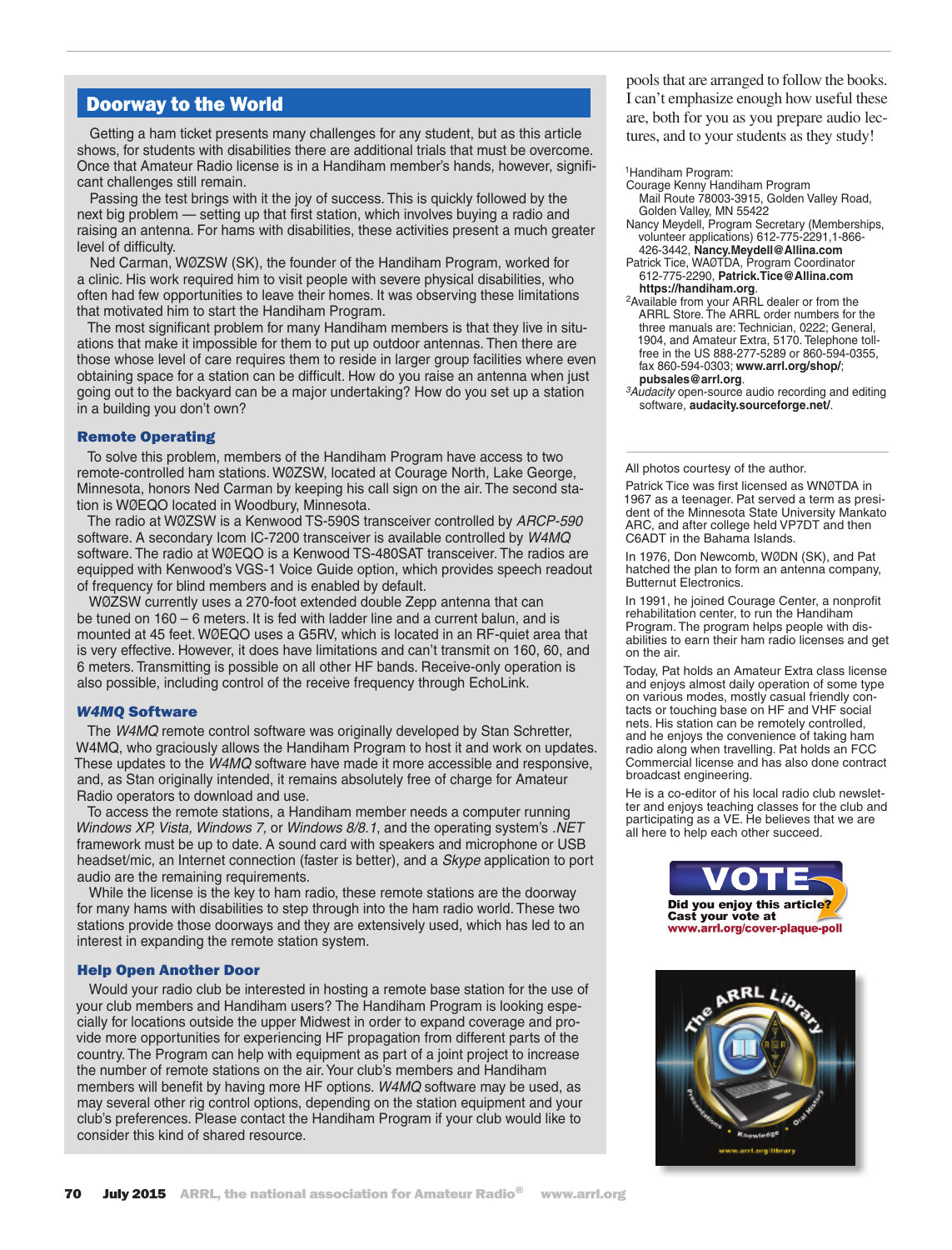## Doorway to the World

Getting a ham ticket presents many challenges for any student, but as this article shows, for students with disabilities there are additional trials that must be overcome. Once that Amateur Radio license is in a Handiham member's hands, however, significant challenges still remain.

Passing the test brings with it the joy of success. This is quickly followed by the next big problem — setting up that first station, which involves buying a radio and raising an antenna. For hams with disabilities, these activities present a much greater level of difficulty.

Ned Carman, WØZSW (SK), the founder of the Handiham Program, worked for a clinic. His work required him to visit people with severe physical disabilities, who often had few opportunities to leave their homes. It was observing these limitations that motivated him to start the Handiham Program.

The most significant problem for many Handiham members is that they live in situations that make it impossible for them to put up outdoor antennas. Then there are those whose level of care requires them to reside in larger group facilities where even obtaining space for a station can be difficult. How do you raise an antenna when just going out to the backyard can be a major undertaking? How do you set up a station in a building you don't own?

### Remote Operating

To solve this problem, members of the Handiham Program have access to two remote-controlled ham stations. WØZSW, located at Courage North, Lake George, Minnesota, honors Ned Carman by keeping his call sign on the air. The second station is WØEQO located in Woodbury, Minnesota.

The radio at WØZSW is a Kenwood TS-590S transceiver controlled by *ARCP-590* software. A secondary Icom IC-7200 transceiver is available controlled by *W4MQ* software. The radio at WØEQO is a Kenwood TS-480SAT transceiver. The radios are equipped with Kenwood's VGS-1 Voice Guide option, which provides speech readout of frequency for blind members and is enabled by default.

WØZSW currently uses a 270-foot extended double Zepp antenna that can be tuned on 160 – 6 meters. It is fed with ladder line and a current balun, and is mounted at 45 feet. WØEQO uses a G5RV, which is located in an RF-quiet area that is very effective. However, it does have limitations and can't transmit on 160, 60, and 6 meters. Transmitting is possible on all other HF bands. Receive-only operation is also possible, including control of the receive frequency through EchoLink.

### *W4MQ* Software

The *W4MQ* remote control software was originally developed by Stan Schretter, W4MQ, who graciously allows the Handiham Program to host it and work on updates. These updates to the *W4MQ* software have made it more accessible and responsive, and, as Stan originally intended, it remains absolutely free of charge for Amateur Radio operators to download and use.

To access the remote stations, a Handiham member needs a computer running *Windows XP, Vista, Windows 7,* or *Windows 8/8.1*, and the operating system's *.NET* framework must be up to date. A sound card with speakers and microphone or USB headset/mic, an Internet connection (faster is better), and a *Skype* application to port audio are the remaining requirements.

While the license is the key to ham radio, these remote stations are the doorway for many hams with disabilities to step through into the ham radio world. These two stations provide those doorways and they are extensively used, which has led to an interest in expanding the remote station system.

### Help Open Another Door

Would your radio club be interested in hosting a remote base station for the use of your club members and Handiham users? The Handiham Program is looking especially for locations outside the upper Midwest in order to expand coverage and provide more opportunities for experiencing HF propagation from different parts of the country. The Program can help with equipment as part of a joint project to increase the number of remote stations on the air. Your club's members and Handiham members will benefit by having more HF options. *W4MQ* software may be used, as may several other rig control options, depending on the station equipment and your club's preferences. Please contact the Handiham Program if your club would like to consider this kind of shared resource.

pools that are arranged to follow the books. I can't emphasize enough how useful these are, both for you as you prepare audio lectures, and to your students as they study!

[1]Handiham Program:
Courage Kenny Handiham Program
Mail Route 78003-3915, Golden Valley Road, Golden Valley, MN 55422
Nancy Meydell, Program Secretary (Memberships, volunteer applications) 612-775-2291,1-866-426-3442, **Nancy.Meydell@Allina.com**
Patrick Tice, WAØTDA, Program Coordinator 612-775-2290, **Patrick.Tice@Allina.com**
**https://handiham.org**.

[2]Available from your ARRL dealer or from the ARRL Store. The ARRL order numbers for the three manuals are: Technician, 0222; General, 1904, and Amateur Extra, 5170. Telephone toll-free in the US 888-277-5289 or 860-594-0355, fax 860-594-0303; **www.arrl.org/shop/**; **pubsales@arrl.org**.

[3]*Audacity* open-source audio recording and editing software, **audacity.sourceforge.net/**.

All photos courtesy of the author.

Patrick Tice was first licensed as WNØTDA in 1967 as a teenager. Pat served a term as president of the Minnesota State University Mankato ARC, and after college held VP7DT and then C6ADT in the Bahama Islands.

In 1976, Don Newcomb, WØDN (SK), and Pat hatched the plan to form an antenna company, Butternut Electronics.

In 1991, he joined Courage Center, a nonprofit rehabilitation center, to run the Handiham Program. The program helps people with disabilities to earn their ham radio licenses and get on the air.

Today, Pat holds an Amateur Extra class license and enjoys almost daily operation of some type on various modes, mostly casual friendly contacts or touching base on HF and VHF social nets. His station can be remotely controlled, and he enjoys the convenience of taking ham radio along when travelling. Pat holds an FCC Commercial license and has also done contract broadcast engineering.

He is a co-editor of his local radio club newsletter and enjoys teaching classes for the club and participating as a VE. He believes that we are all here to help each other succeed.

**VOTE**
**Did you enjoy this article? Cast your vote at**
**www.arrl.org/cover-plaque-poll**